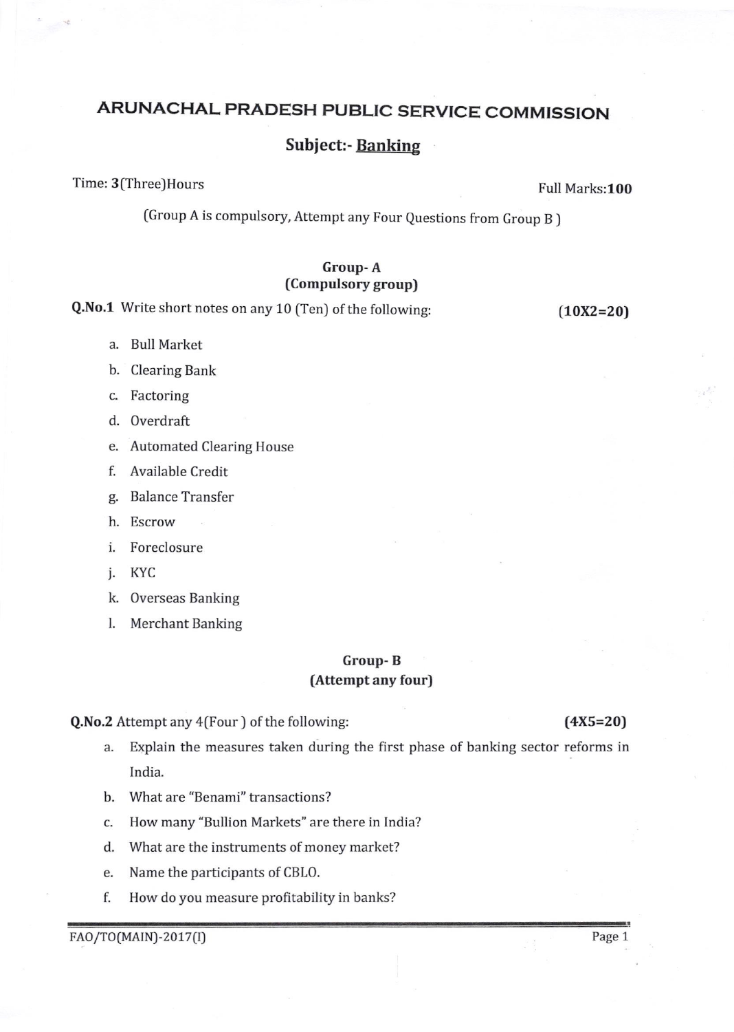# ARUNACHAL PRADESH PUBLIC SERVICE COMMISSION

## Subject:- Banking

Time: **3**(Three)Hours

Full Marks:**100**

(Group A is compulsory, Attempt any Four Questions from Group B )

### Group- A
### (Compulsory group)

**Q.No.1** Write short notes on any 10 (Ten) of the following: **(10X2=20)**

a. Bull Market
b. Clearing Bank
c. Factoring
d. Overdraft
e. Automated Clearing House
f. Available Credit
g. Balance Transfer
h. Escrow
i. Foreclosure
j. KYC
k. Overseas Banking
l. Merchant Banking

### Group- B
### (Attempt any four)

**Q.No.2** Attempt any 4(Four ) of the following: **(4X5=20)**

a. Explain the measures taken during the first phase of banking sector reforms in India.
b. What are "Benami" transactions?
c. How many "Bullion Markets" are there in India?
d. What are the instruments of money market?
e. Name the participants of CBLO.
f. How do you measure profitability in banks?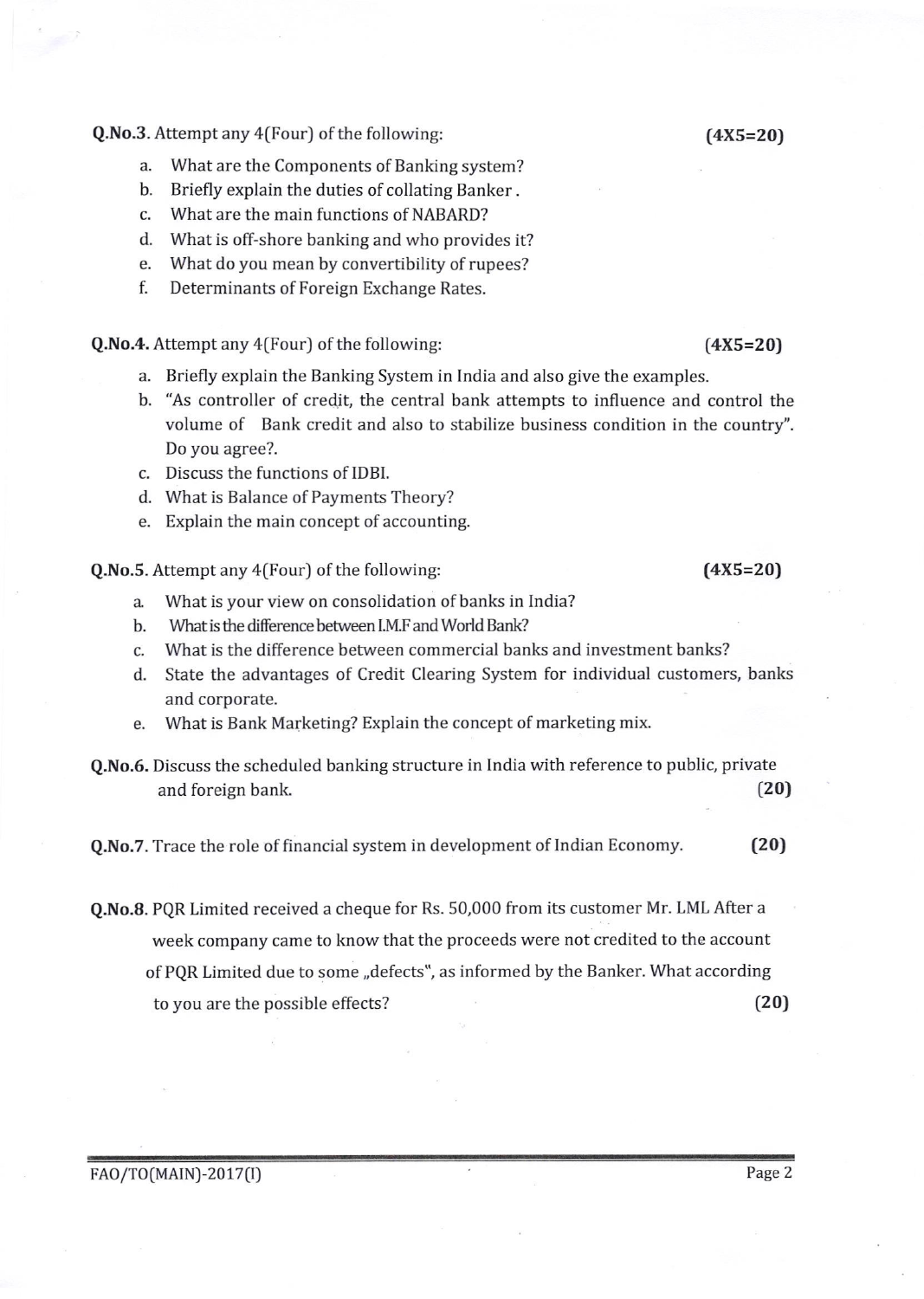**Q.No.3.** Attempt any 4(Four) of the following: **(4X5=20)**

a. What are the Components of Banking system?
b. Briefly explain the duties of collating Banker .
c. What are the main functions of NABARD?
d. What is off-shore banking and who provides it?
e. What do you mean by convertibility of rupees?
f. Determinants of Foreign Exchange Rates.

**Q.No.4.** Attempt any 4(Four) of the following: **(4X5=20)**

a. Briefly explain the Banking System in India and also give the examples.
b. "As controller of credit, the central bank attempts to influence and control the volume of Bank credit and also to stabilize business condition in the country". Do you agree?.
c. Discuss the functions of IDBI.
d. What is Balance of Payments Theory?
e. Explain the main concept of accounting.

**Q.No.5.** Attempt any 4(Four) of the following: **(4X5=20)**

a. What is your view on consolidation of banks in India?
b. What is the difference between I.M.F and World Bank?
c. What is the difference between commercial banks and investment banks?
d. State the advantages of Credit Clearing System for individual customers, banks and corporate.
e. What is Bank Marketing? Explain the concept of marketing mix.

**Q.No.6.** Discuss the scheduled banking structure in India with reference to public, private and foreign bank. **(20)**

**Q.No.7.** Trace the role of financial system in development of Indian Economy. **(20)**

**Q.No.8.** PQR Limited received a cheque for Rs. 50,000 from its customer Mr. LML After a week company came to know that the proceeds were not credited to the account of PQR Limited due to some „defects", as informed by the Banker. What according to you are the possible effects? **(20)**